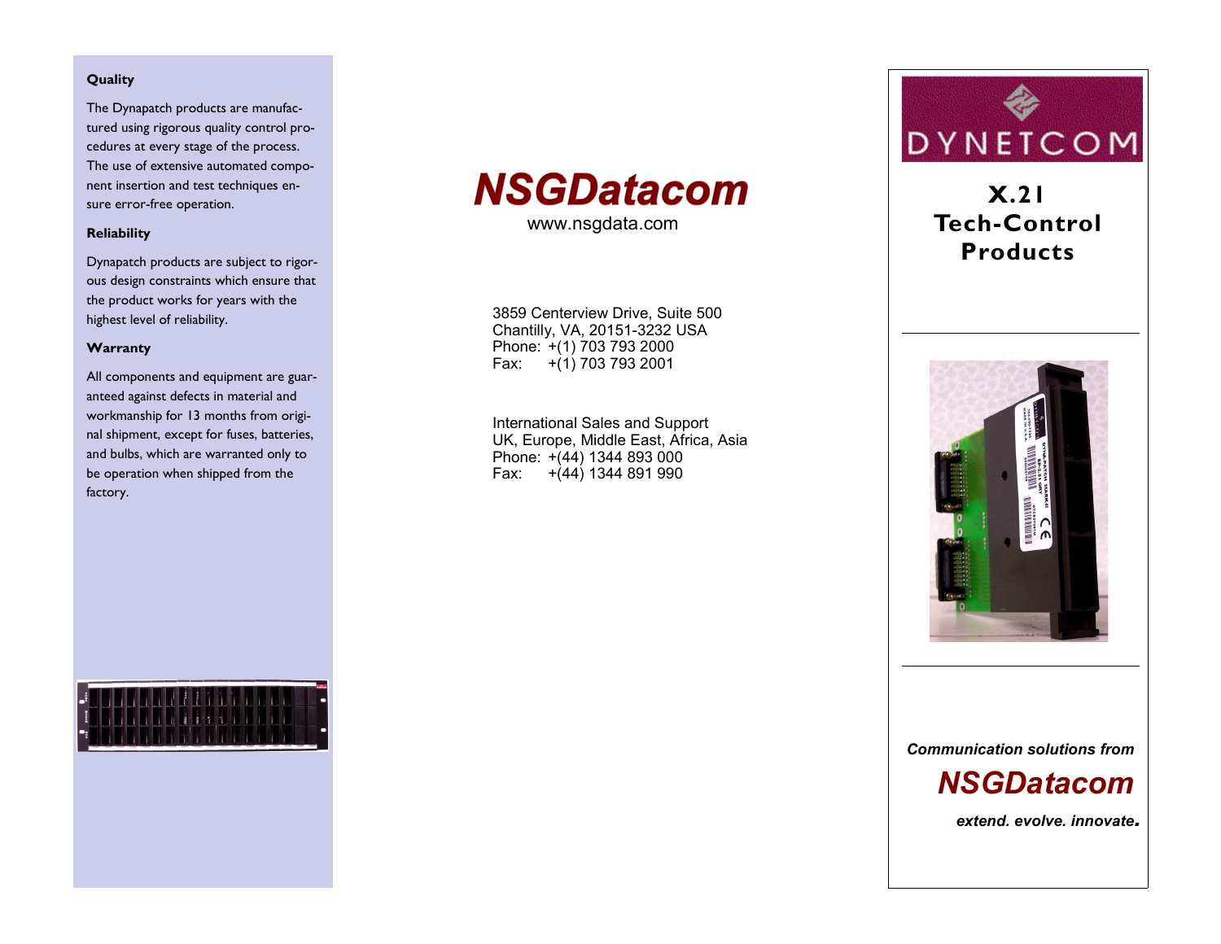### Quality

The Dynapatch products are manufactured using rigorous quality control procedures at every stage of the process. The use of extensive automated component insertion and test techniques ensure error-free operation.

### Reliability

Dynapatch products are subject to rigorous design constraints which ensure that the product works for years with the highest level of reliability.

### Warranty

All components and equipment are guaranteed against defects in material and workmanship for 13 months from original shipment, except for fuses, batteries, and bulbs, which are warranted only to be operation when shipped from the factory.

## NSGDatacom

www.nsgdata.com

3859 Centerview Drive, Suite 500
Chantilly, VA, 20151-3232 USA
Phone: +(1) 703 793 2000
Fax: +(1) 703 793 2001

International Sales and Support
UK, Europe, Middle East, Africa, Asia
Phone: +(44) 1344 893 000
Fax: +(44) 1344 891 990

DYNETCOM

# X.21 Tech-Control Products

***Communication solutions from***

## *NSGDatacom*

***extend. evolve. innovate.***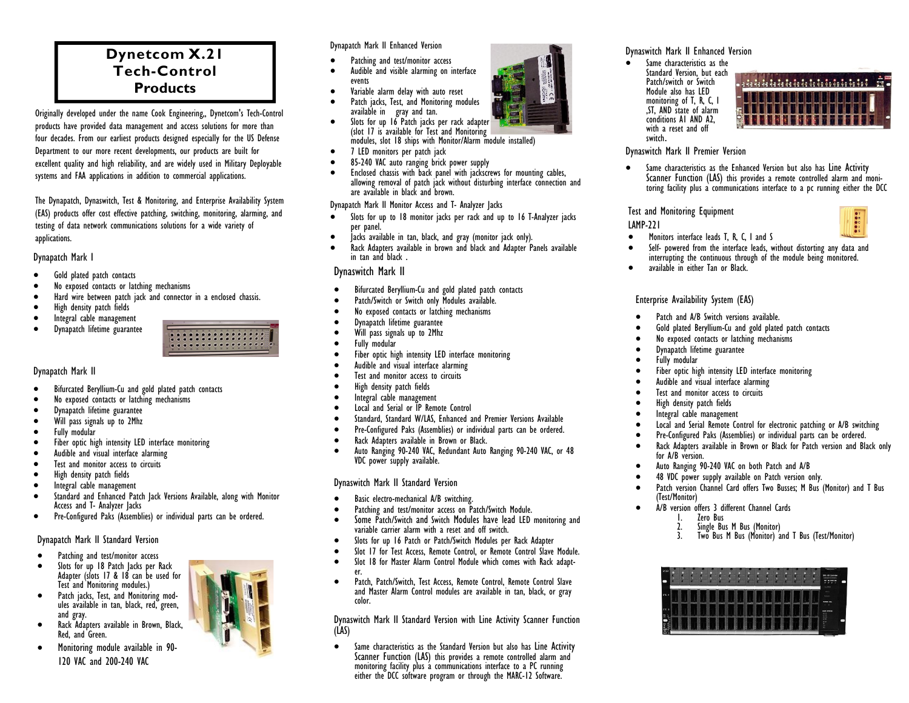# Dynetcom X.21 Tech-Control Products

Originally developed under the name Cook Engineering,, Dynetcom's Tech-Control products have provided data management and access solutions for more than four decades. From our earliest products designed especially for the US Defense Department to our more recent developments, our products are built for excellent quality and high reliability, and are widely used in Military Deployable systems and FAA applications in addition to commercial applications.

The Dynapatch, Dynaswitch, Test & Monitoring, and Enterprise Availability System (EAS) products offer cost effective patching, switching, monitoring, alarming, and testing of data network communications solutions for a wide variety of applications.

## Dynapatch Mark I

- Gold plated patch contacts
- No exposed contacts or latching mechanisms
- Hard wire between patch jack and connector in a enclosed chassis.
- High density patch fields
- Integral cable management
- Dynapatch lifetime guarantee

## Dynapatch Mark II

- Bifurcated Beryllium-Cu and gold plated patch contacts
- No exposed contacts or latching mechanisms
- Dynapatch lifetime guarantee
- Will pass signals up to 2Mhz
- Fully modular
- Fiber optic high intensity LED interface monitoring
- Audible and visual interface alarming
- Test and monitor access to circuits
- High density patch fields
- Integral cable management
- Standard and Enhanced Patch Jack Versions Available, along with Monitor Access and T- Analyzer Jacks
- Pre-Configured Paks (Assemblies) or individual parts can be ordered.

## Dynapatch Mark II Standard Version

- Patching and test/monitor access
- Slots for up 18 Patch Jacks per Rack Adapter (slots 17 & 18 can be used for Test and Monitoring modules.)
- Patch jacks, Test, and Monitoring modules available in tan, black, red, green, and gray.
- Rack Adapters available in Brown, Black, Red, and Green.
- Monitoring module available in 90-120 VAC and 200-240 VAC

## Dynapatch Mark II Enhanced Version

- Patching and test/monitor access
- Audible and visible alarming on interface events
- Variable alarm delay with auto reset
- Patch jacks, Test, and Monitoring modules available in gray and tan.
- Slots for up 16 Patch jacks per rack adapter (slot 17 is available for Test and Monitoring modules, slot 18 ships with Monitor/Alarm module installed)
- 7 LED monitors per patch jack
- 85-240 VAC auto ranging brick power supply
- Enclosed chassis with back panel with jackscrews for mounting cables, allowing removal of patch jack without disturbing interface connection and are available in black and brown.

## Dynapatch Mark II Monitor Access and T- Analyzer Jacks

- Slots for up to 18 monitor jacks per rack and up to 16 T-Analyzer jacks per panel.
- Jacks available in tan, black, and gray (monitor jack only).
- Rack Adapters available in brown and black and Adapter Panels available in tan and black .

## Dynaswitch Mark II

- Bifurcated Beryllium-Cu and gold plated patch contacts
- Patch/Switch or Switch only Modules available.
- No exposed contacts or latching mechanisms
- Dynapatch lifetime guarantee
- Will pass signals up to 2Mhz
- Fully modular
- Fiber optic high intensity LED interface monitoring
- Audible and visual interface alarming
- Test and monitor access to circuits
- High density patch fields
- Integral cable management
- Local and Serial or IP Remote Control
- Standard, Standard W/LAS, Enhanced and Premier Versions Available
- Pre-Configured Paks (Assemblies) or individual parts can be ordered.
- Rack Adapters available in Brown or Black.
- Auto Ranging 90-240 VAC, Redundant Auto Ranging 90-240 VAC, or 48 VDC power supply available.

## Dynaswitch Mark II Standard Version

- Basic electro-mechanical A/B switching.
- Patching and test/monitor access on Patch/Switch Module.
- Some Patch/Switch and Switch Modules have lead LED monitoring and variable carrier alarm with a reset and off switch.
- Slots for up 16 Patch or Patch/Switch Modules per Rack Adapter
- Slot 17 for Test Access, Remote Control, or Remote Control Slave Module.
- Slot 18 for Master Alarm Control Module which comes with Rack adapter.
- Patch, Patch/Switch, Test Access, Remote Control, Remote Control Slave and Master Alarm Control modules are available in tan, black, or gray color.

## Dynaswitch Mark II Standard Version with Line Activity Scanner Function (LAS)

- Same characteristics as the Standard Version but also has Line Activity Scanner Function (LAS) this provides a remote controlled alarm and monitoring facility plus a communications interface to a PC running either the DCC software program or through the MARC-12 Software.

## Dynaswitch Mark II Enhanced Version

- Same characteristics as the Standard Version, but each Patch/switch or Switch Module also has LED monitoring of T, R, C, I ,ST, AND state of alarm conditions A1 AND A2, with a reset and off switch.

## Dynaswitch Mark II Premier Version

- Same characteristics as the Enhanced Version but also has Line Activity Scanner Function (LAS) this provides a remote controlled alarm and monitoring facility plus a communications interface to a pc running either the DCC

## Test and Monitoring Equipment

### LAMP-221

- Monitors interface leads T, R, C, I and S
- Self- powered from the interface leads, without distorting any data and interrupting the continuous through of the module being monitored.
- available in either Tan or Black.

## Enterprise Availability System (EAS)

- Patch and A/B Switch versions available.
- Gold plated Beryllium-Cu and gold plated patch contacts
- No exposed contacts or latching mechanisms
- Dynapatch lifetime guarantee
- Fully modular
- Fiber optic high intensity LED interface monitoring
- Audible and visual interface alarming
- Test and monitor access to circuits
- High density patch fields
- Integral cable management
- Local and Serial Remote Control for electronic patching or A/B switching
- Pre-Configured Paks (Assemblies) or individual parts can be ordered.
- Rack Adapters available in Brown or Black for Patch version and Black only for A/B version.
- Auto Ranging 90-240 VAC on both Patch and A/B
- 48 VDC power supply available on Patch version only.
- Patch version Channel Card offers Two Busses; M Bus (Monitor) and T Bus (Test/Monitor)
- A/B version offers 3 different Channel Cards
  1. Zero Bus
  2. Single Bus M Bus (Monitor)
  3. Two Bus M Bus (Monitor) and T Bus (Test/Monitor)